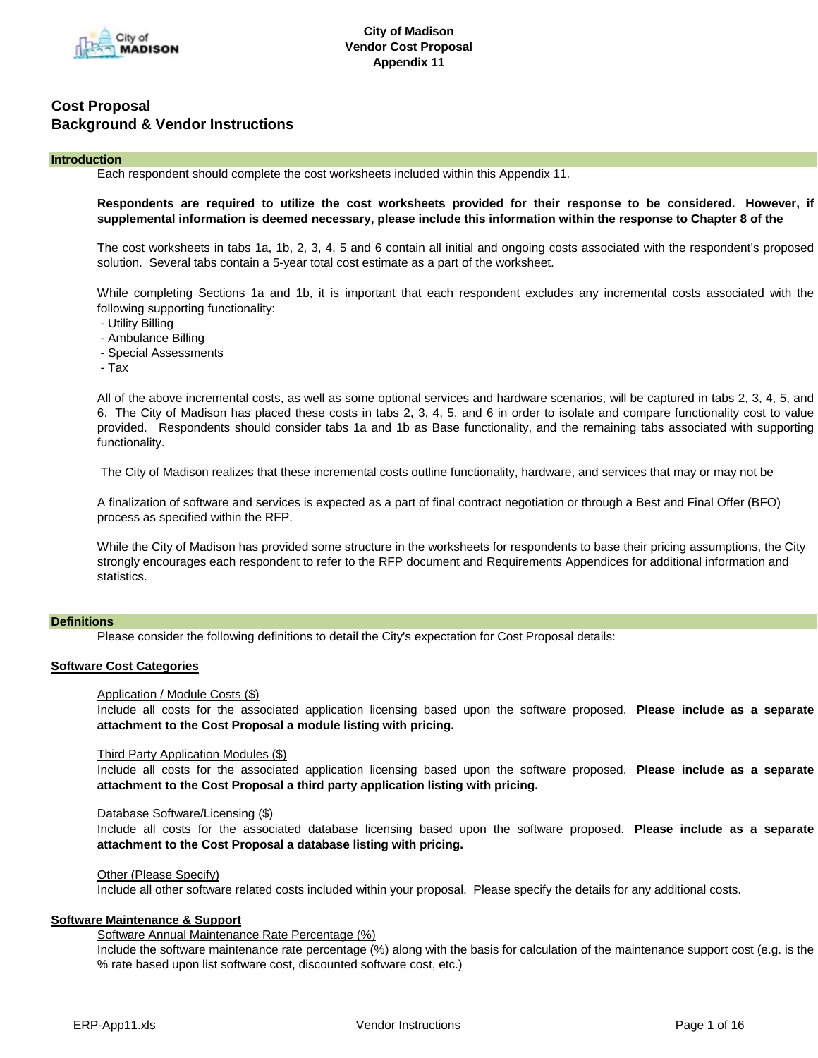**City of Madison**
**Vendor Cost Proposal**
**Appendix 11**

# Cost Proposal
# Background & Vendor Instructions

## Introduction

Each respondent should complete the cost worksheets included within this Appendix 11.

**Respondents are required to utilize the cost worksheets provided for their response to be considered. However, if supplemental information is deemed necessary, please include this information within the response to Chapter 8 of the**

The cost worksheets in tabs 1a, 1b, 2, 3, 4, 5 and 6 contain all initial and ongoing costs associated with the respondent's proposed solution. Several tabs contain a 5-year total cost estimate as a part of the worksheet.

While completing Sections 1a and 1b, it is important that each respondent excludes any incremental costs associated with the following supporting functionality:

- Utility Billing
- Ambulance Billing
- Special Assessments
- Tax

All of the above incremental costs, as well as some optional services and hardware scenarios, will be captured in tabs 2, 3, 4, 5, and 6. The City of Madison has placed these costs in tabs 2, 3, 4, 5, and 6 in order to isolate and compare functionality cost to value provided. Respondents should consider tabs 1a and 1b as Base functionality, and the remaining tabs associated with supporting functionality.

The City of Madison realizes that these incremental costs outline functionality, hardware, and services that may or may not be

A finalization of software and services is expected as a part of final contract negotiation or through a Best and Final Offer (BFO) process as specified within the RFP.

While the City of Madison has provided some structure in the worksheets for respondents to base their pricing assumptions, the City strongly encourages each respondent to refer to the RFP document and Requirements Appendices for additional information and statistics.

## Definitions

Please consider the following definitions to detail the City's expectation for Cost Proposal details:

### Software Cost Categories

Application / Module Costs ($)
Include all costs for the associated application licensing based upon the software proposed. **Please include as a separate attachment to the Cost Proposal a module listing with pricing.**

Third Party Application Modules ($)
Include all costs for the associated application licensing based upon the software proposed. **Please include as a separate attachment to the Cost Proposal a third party application listing with pricing.**

Database Software/Licensing ($)
Include all costs for the associated database licensing based upon the software proposed. **Please include as a separate attachment to the Cost Proposal a database listing with pricing.**

Other (Please Specify)
Include all other software related costs included within your proposal. Please specify the details for any additional costs.

### Software Maintenance & Support

Software Annual Maintenance Rate Percentage (%)
Include the software maintenance rate percentage (%) along with the basis for calculation of the maintenance support cost (e.g. is the % rate based upon list software cost, discounted software cost, etc.)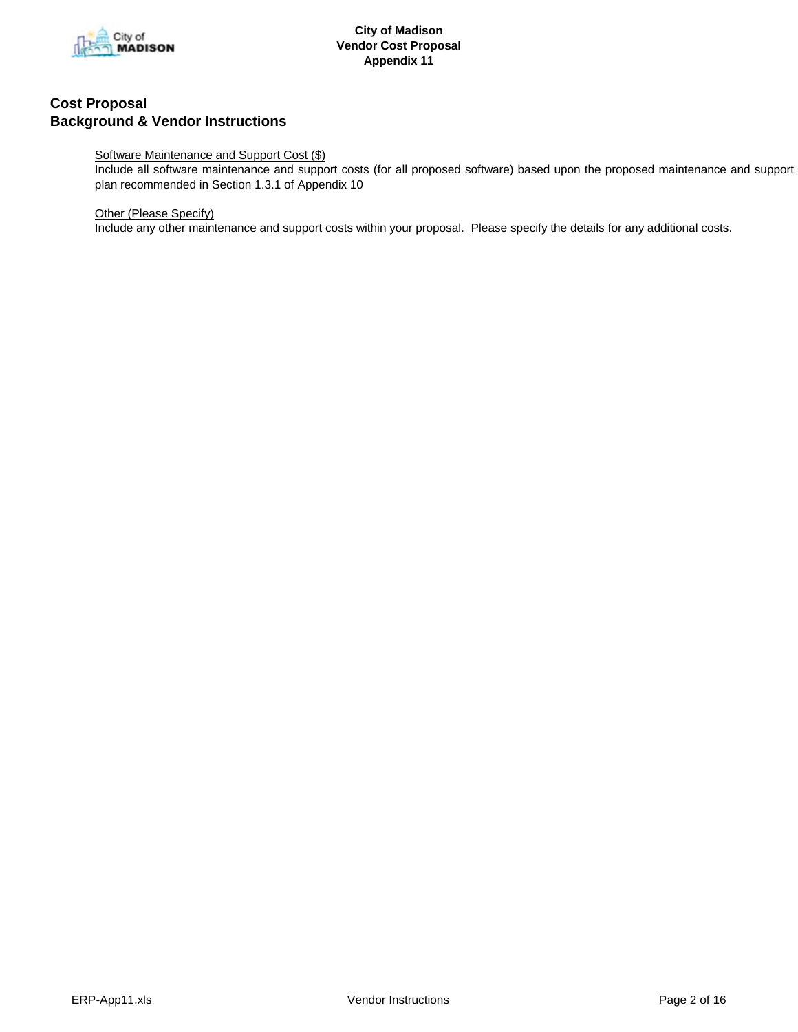## Cost Proposal
## Background & Vendor Instructions

Software Maintenance and Support Cost ($)
Include all software maintenance and support costs (for all proposed software) based upon the proposed maintenance and support plan recommended in Section 1.3.1 of Appendix 10

Other (Please Specify)
Include any other maintenance and support costs within your proposal. Please specify the details for any additional costs.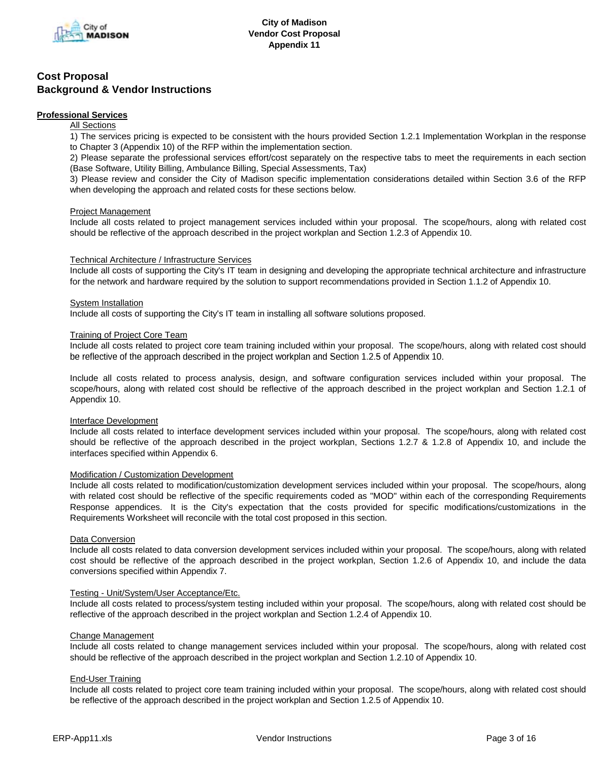# Cost Proposal
# Background & Vendor Instructions

**Professional Services**

All Sections

1) The services pricing is expected to be consistent with the hours provided Section 1.2.1 Implementation Workplan in the response to Chapter 3 (Appendix 10) of the RFP within the implementation section.

2) Please separate the professional services effort/cost separately on the respective tabs to meet the requirements in each section (Base Software, Utility Billing, Ambulance Billing, Special Assessments, Tax)

3) Please review and consider the City of Madison specific implementation considerations detailed within Section 3.6 of the RFP when developing the approach and related costs for these sections below.

Project Management

Include all costs related to project management services included within your proposal. The scope/hours, along with related cost should be reflective of the approach described in the project workplan and Section 1.2.3 of Appendix 10.

Technical Architecture / Infrastructure Services

Include all costs of supporting the City's IT team in designing and developing the appropriate technical architecture and infrastructure for the network and hardware required by the solution to support recommendations provided in Section 1.1.2 of Appendix 10.

System Installation

Include all costs of supporting the City's IT team in installing all software solutions proposed.

Training of Project Core Team

Include all costs related to project core team training included within your proposal. The scope/hours, along with related cost should be reflective of the approach described in the project workplan and Section 1.2.5 of Appendix 10.

Include all costs related to process analysis, design, and software configuration services included within your proposal. The scope/hours, along with related cost should be reflective of the approach described in the project workplan and Section 1.2.1 of Appendix 10.

Interface Development

Include all costs related to interface development services included within your proposal. The scope/hours, along with related cost should be reflective of the approach described in the project workplan, Sections 1.2.7 & 1.2.8 of Appendix 10, and include the interfaces specified within Appendix 6.

Modification / Customization Development

Include all costs related to modification/customization development services included within your proposal. The scope/hours, along with related cost should be reflective of the specific requirements coded as "MOD" within each of the corresponding Requirements Response appendices. It is the City's expectation that the costs provided for specific modifications/customizations in the Requirements Worksheet will reconcile with the total cost proposed in this section.

Data Conversion

Include all costs related to data conversion development services included within your proposal. The scope/hours, along with related cost should be reflective of the approach described in the project workplan, Section 1.2.6 of Appendix 10, and include the data conversions specified within Appendix 7.

Testing - Unit/System/User Acceptance/Etc.

Include all costs related to process/system testing included within your proposal. The scope/hours, along with related cost should be reflective of the approach described in the project workplan and Section 1.2.4 of Appendix 10.

Change Management

Include all costs related to change management services included within your proposal. The scope/hours, along with related cost should be reflective of the approach described in the project workplan and Section 1.2.10 of Appendix 10.

End-User Training

Include all costs related to project core team training included within your proposal. The scope/hours, along with related cost should be reflective of the approach described in the project workplan and Section 1.2.5 of Appendix 10.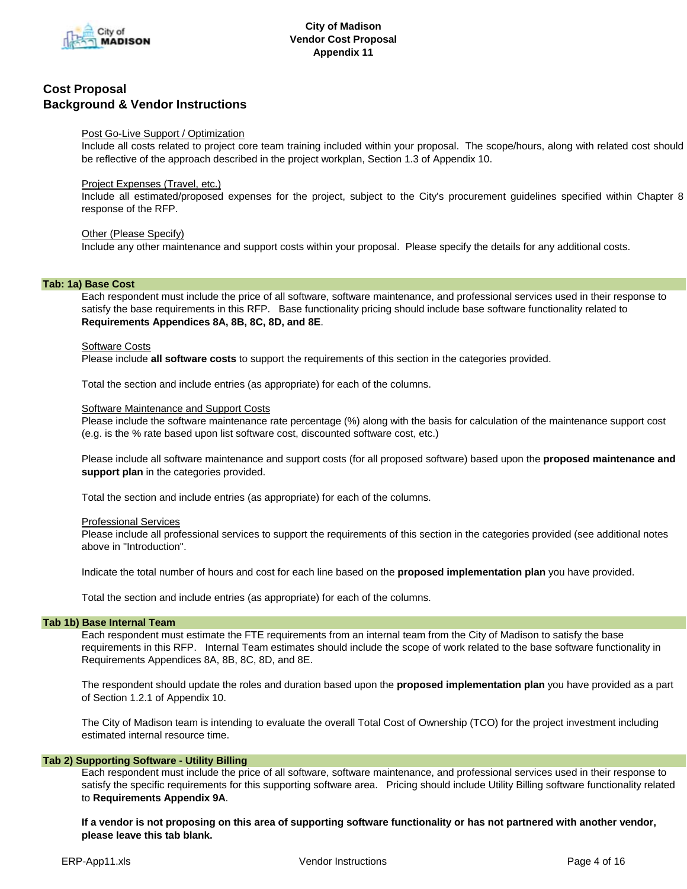## Cost Proposal
## Background & Vendor Instructions

Post Go-Live Support / Optimization

Include all costs related to project core team training included within your proposal. The scope/hours, along with related cost should be reflective of the approach described in the project workplan, Section 1.3 of Appendix 10.

Project Expenses (Travel, etc.)

Include all estimated/proposed expenses for the project, subject to the City's procurement guidelines specified within Chapter 8 response of the RFP.

Other (Please Specify)

Include any other maintenance and support costs within your proposal. Please specify the details for any additional costs.

### Tab: 1a) Base Cost

Each respondent must include the price of all software, software maintenance, and professional services used in their response to satisfy the base requirements in this RFP. Base functionality pricing should include base software functionality related to **Requirements Appendices 8A, 8B, 8C, 8D, and 8E**.

Software Costs

Please include **all software costs** to support the requirements of this section in the categories provided.

Total the section and include entries (as appropriate) for each of the columns.

Software Maintenance and Support Costs

Please include the software maintenance rate percentage (%) along with the basis for calculation of the maintenance support cost (e.g. is the % rate based upon list software cost, discounted software cost, etc.)

Please include all software maintenance and support costs (for all proposed software) based upon the **proposed maintenance and support plan** in the categories provided.

Total the section and include entries (as appropriate) for each of the columns.

Professional Services

Please include all professional services to support the requirements of this section in the categories provided (see additional notes above in "Introduction".

Indicate the total number of hours and cost for each line based on the **proposed implementation plan** you have provided.

Total the section and include entries (as appropriate) for each of the columns.

### Tab 1b) Base Internal Team

Each respondent must estimate the FTE requirements from an internal team from the City of Madison to satisfy the base requirements in this RFP. Internal Team estimates should include the scope of work related to the base software functionality in Requirements Appendices 8A, 8B, 8C, 8D, and 8E.

The respondent should update the roles and duration based upon the **proposed implementation plan** you have provided as a part of Section 1.2.1 of Appendix 10.

The City of Madison team is intending to evaluate the overall Total Cost of Ownership (TCO) for the project investment including estimated internal resource time.

### Tab 2) Supporting Software - Utility Billing

Each respondent must include the price of all software, software maintenance, and professional services used in their response to satisfy the specific requirements for this supporting software area. Pricing should include Utility Billing software functionality related to **Requirements Appendix 9A**.

**If a vendor is not proposing on this area of supporting software functionality or has not partnered with another vendor, please leave this tab blank.**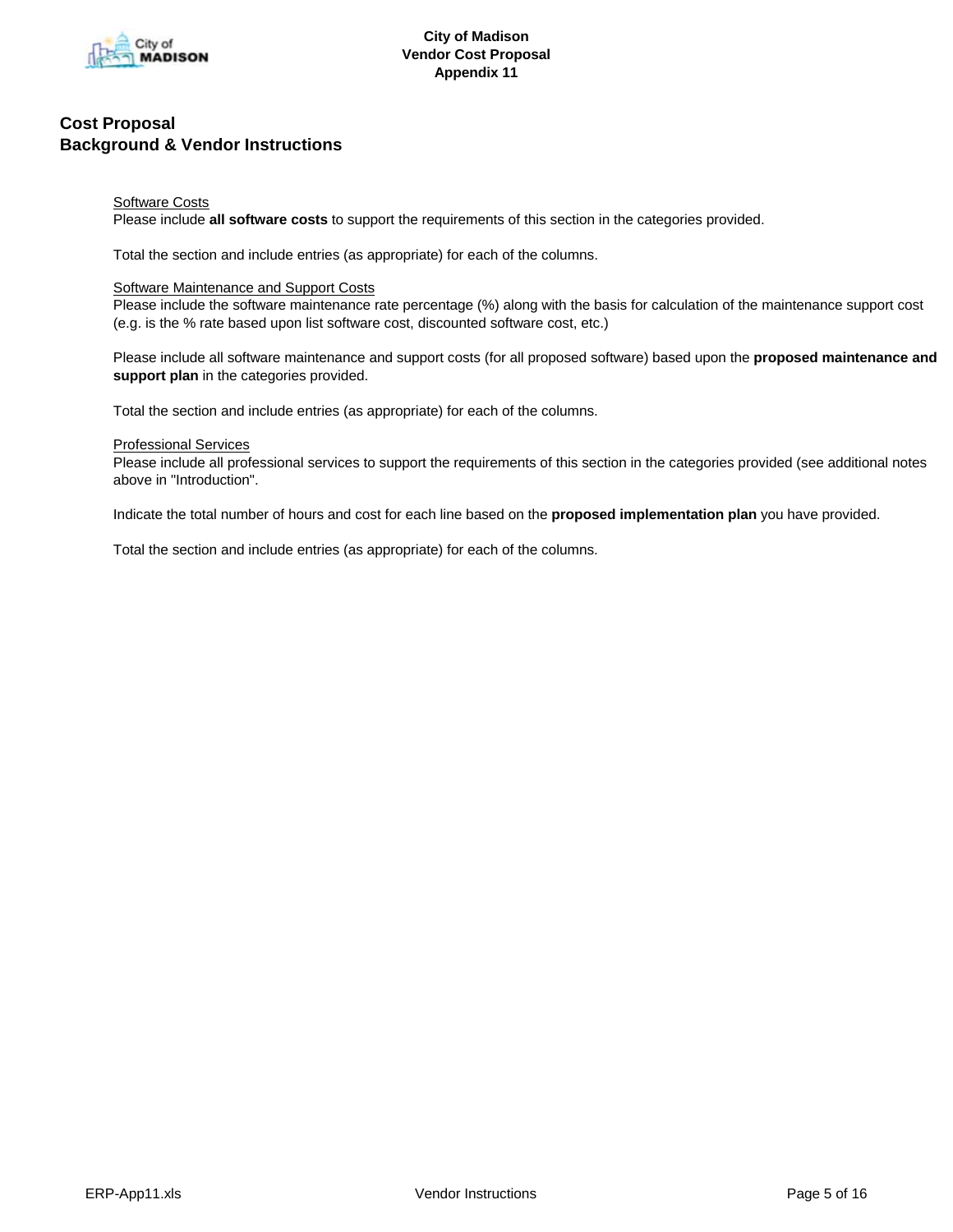## Cost Proposal
## Background & Vendor Instructions

Software Costs

Please include **all software costs** to support the requirements of this section in the categories provided.

Total the section and include entries (as appropriate) for each of the columns.

Software Maintenance and Support Costs

Please include the software maintenance rate percentage (%) along with the basis for calculation of the maintenance support cost (e.g. is the % rate based upon list software cost, discounted software cost, etc.)

Please include all software maintenance and support costs (for all proposed software) based upon the **proposed maintenance and support plan** in the categories provided.

Total the section and include entries (as appropriate) for each of the columns.

Professional Services

Please include all professional services to support the requirements of this section in the categories provided (see additional notes above in "Introduction".

Indicate the total number of hours and cost for each line based on the **proposed implementation plan** you have provided.

Total the section and include entries (as appropriate) for each of the columns.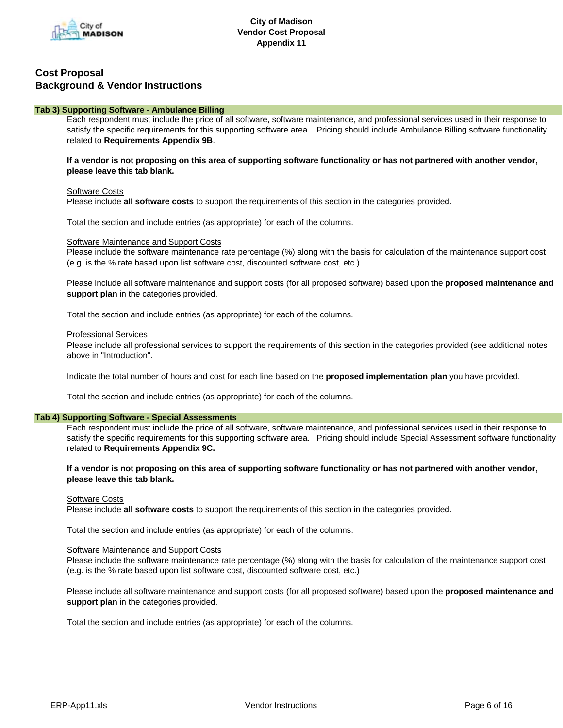## Cost Proposal
## Background & Vendor Instructions

### Tab 3) Supporting Software - Ambulance Billing

Each respondent must include the price of all software, software maintenance, and professional services used in their response to satisfy the specific requirements for this supporting software area. Pricing should include Ambulance Billing software functionality related to **Requirements Appendix 9B**.

**If a vendor is not proposing on this area of supporting software functionality or has not partnered with another vendor, please leave this tab blank.**

<u>Software Costs</u>
Please include **all software costs** to support the requirements of this section in the categories provided.

Total the section and include entries (as appropriate) for each of the columns.

<u>Software Maintenance and Support Costs</u>
Please include the software maintenance rate percentage (%) along with the basis for calculation of the maintenance support cost (e.g. is the % rate based upon list software cost, discounted software cost, etc.)

Please include all software maintenance and support costs (for all proposed software) based upon the **proposed maintenance and support plan** in the categories provided.

Total the section and include entries (as appropriate) for each of the columns.

<u>Professional Services</u>
Please include all professional services to support the requirements of this section in the categories provided (see additional notes above in "Introduction".

Indicate the total number of hours and cost for each line based on the **proposed implementation plan** you have provided.

Total the section and include entries (as appropriate) for each of the columns.

### Tab 4) Supporting Software - Special Assessments

Each respondent must include the price of all software, software maintenance, and professional services used in their response to satisfy the specific requirements for this supporting software area. Pricing should include Special Assessment software functionality related to **Requirements Appendix 9C.**

**If a vendor is not proposing on this area of supporting software functionality or has not partnered with another vendor, please leave this tab blank.**

<u>Software Costs</u>
Please include **all software costs** to support the requirements of this section in the categories provided.

Total the section and include entries (as appropriate) for each of the columns.

<u>Software Maintenance and Support Costs</u>
Please include the software maintenance rate percentage (%) along with the basis for calculation of the maintenance support cost (e.g. is the % rate based upon list software cost, discounted software cost, etc.)

Please include all software maintenance and support costs (for all proposed software) based upon the **proposed maintenance and support plan** in the categories provided.

Total the section and include entries (as appropriate) for each of the columns.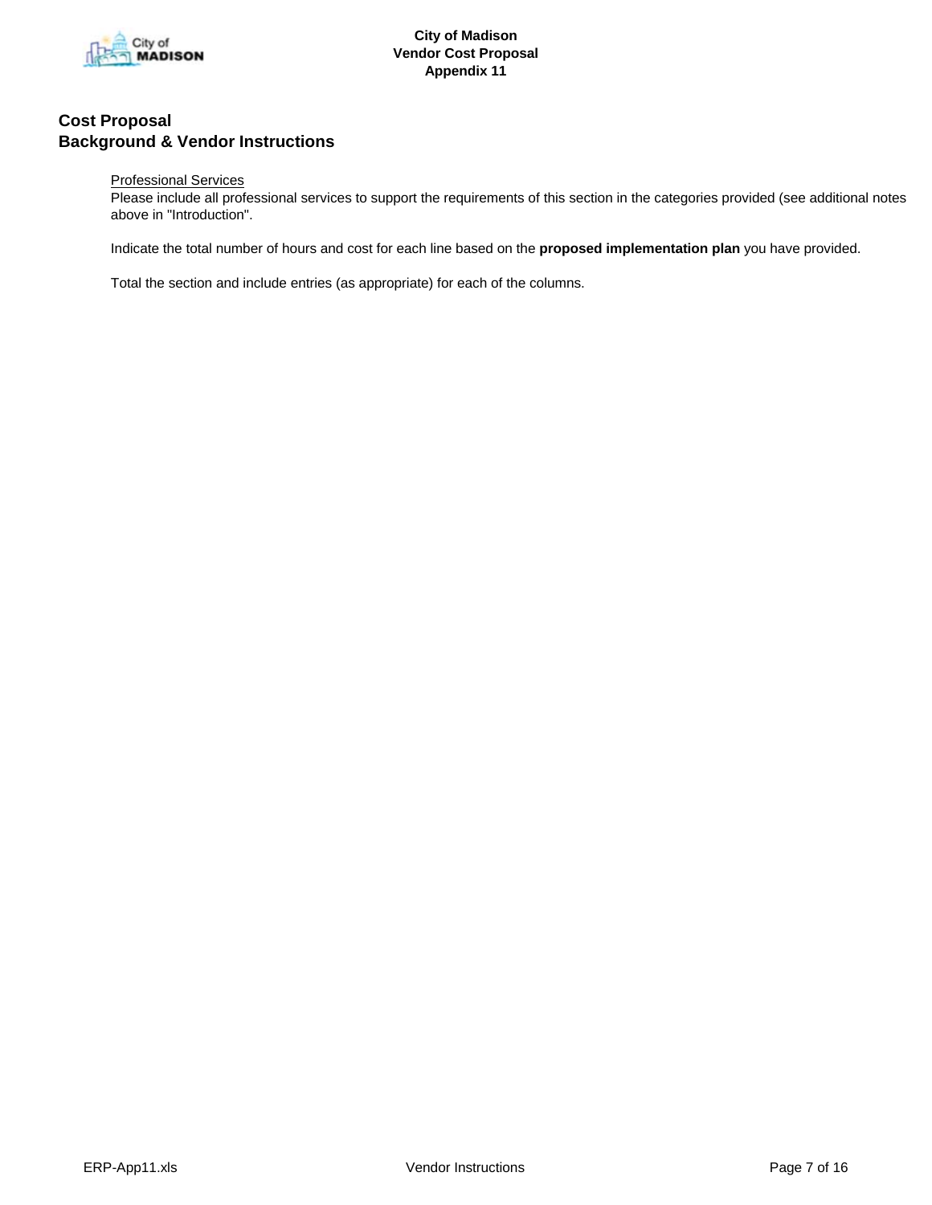## Cost Proposal
## Background & Vendor Instructions

<u>Professional Services</u>
Please include all professional services to support the requirements of this section in the categories provided (see additional notes above in "Introduction".

Indicate the total number of hours and cost for each line based on the **proposed implementation plan** you have provided.

Total the section and include entries (as appropriate) for each of the columns.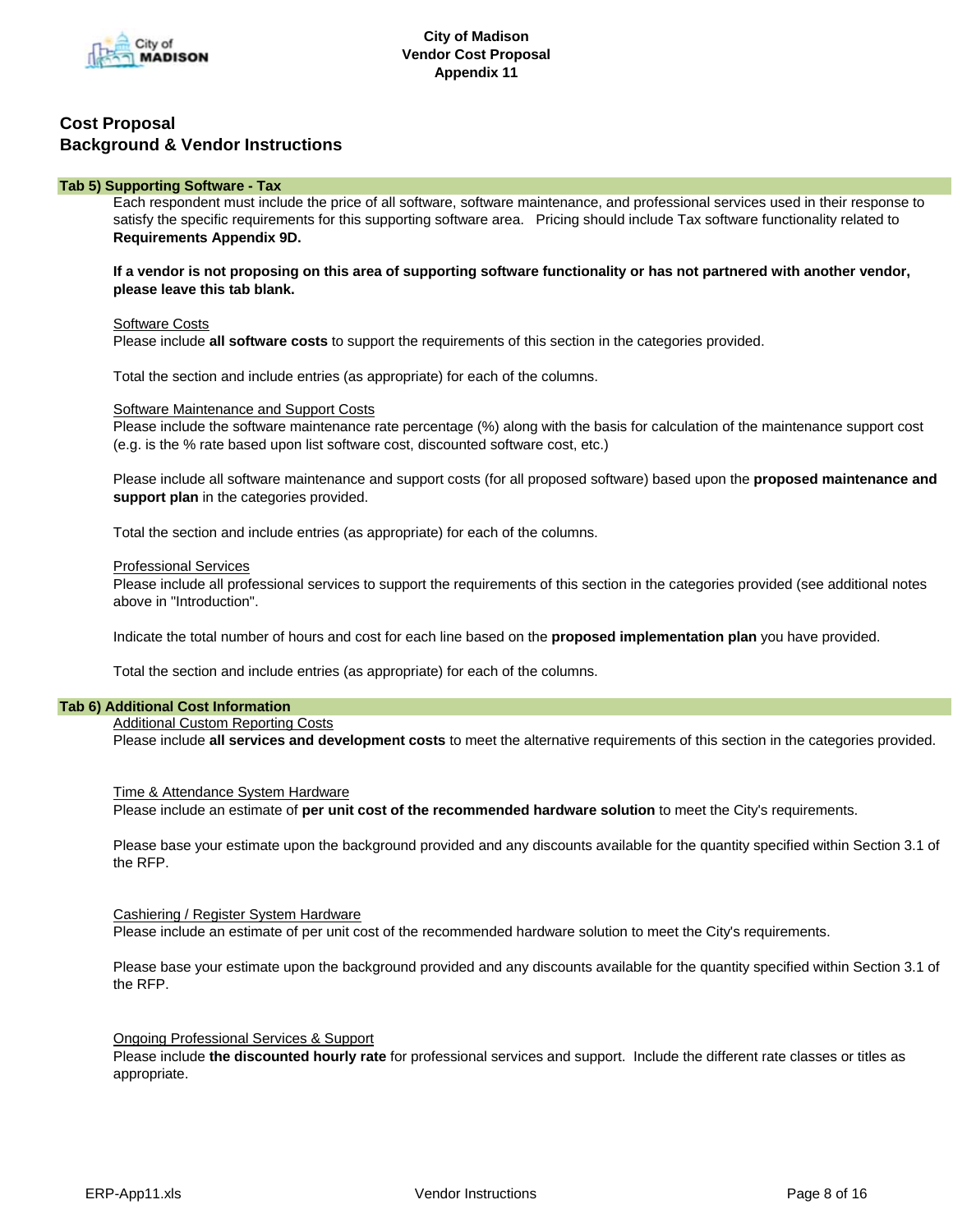# Cost Proposal
## Background & Vendor Instructions

### Tab 5) Supporting Software - Tax

Each respondent must include the price of all software, software maintenance, and professional services used in their response to satisfy the specific requirements for this supporting software area. Pricing should include Tax software functionality related to **Requirements Appendix 9D.**

**If a vendor is not proposing on this area of supporting software functionality or has not partnered with another vendor, please leave this tab blank.**

Software Costs

Please include **all software costs** to support the requirements of this section in the categories provided.

Total the section and include entries (as appropriate) for each of the columns.

Software Maintenance and Support Costs

Please include the software maintenance rate percentage (%) along with the basis for calculation of the maintenance support cost (e.g. is the % rate based upon list software cost, discounted software cost, etc.)

Please include all software maintenance and support costs (for all proposed software) based upon the **proposed maintenance and support plan** in the categories provided.

Total the section and include entries (as appropriate) for each of the columns.

Professional Services

Please include all professional services to support the requirements of this section in the categories provided (see additional notes above in "Introduction".

Indicate the total number of hours and cost for each line based on the **proposed implementation plan** you have provided.

Total the section and include entries (as appropriate) for each of the columns.

### Tab 6) Additional Cost Information

Additional Custom Reporting Costs

Please include **all services and development costs** to meet the alternative requirements of this section in the categories provided.

Time & Attendance System Hardware

Please include an estimate of **per unit cost of the recommended hardware solution** to meet the City's requirements.

Please base your estimate upon the background provided and any discounts available for the quantity specified within Section 3.1 of the RFP.

Cashiering / Register System Hardware

Please include an estimate of per unit cost of the recommended hardware solution to meet the City's requirements.

Please base your estimate upon the background provided and any discounts available for the quantity specified within Section 3.1 of the RFP.

Ongoing Professional Services & Support

Please include **the discounted hourly rate** for professional services and support. Include the different rate classes or titles as appropriate.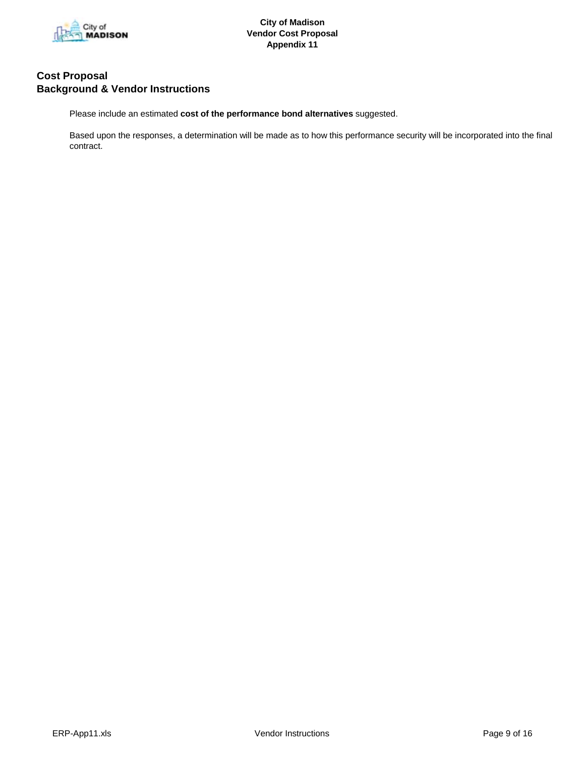## Cost Proposal
## Background & Vendor Instructions

Please include an estimated **cost of the performance bond alternatives** suggested.

Based upon the responses, a determination will be made as to how this performance security will be incorporated into the final contract.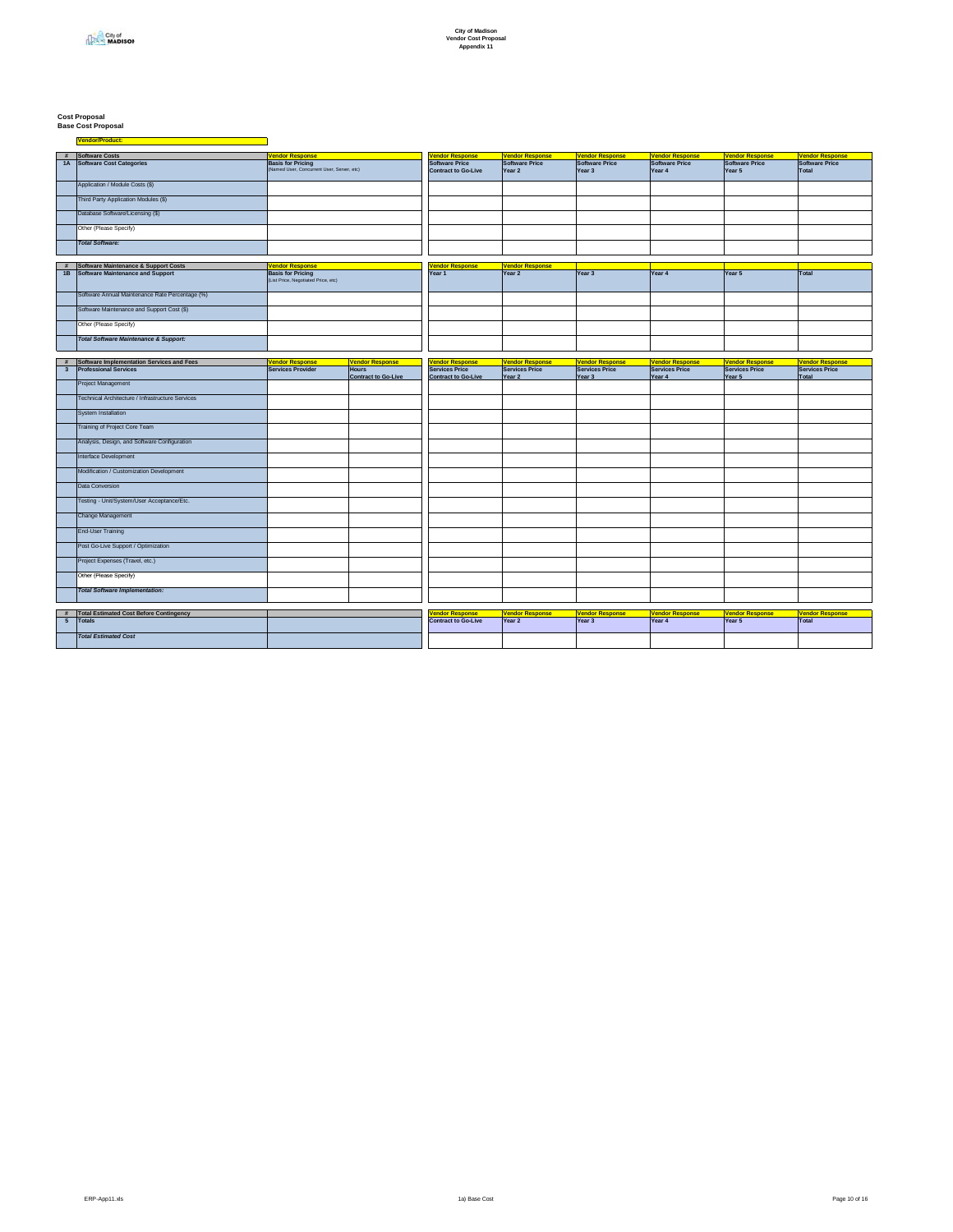City of Madison
Vendor Cost Proposal
Appendix 11

**Cost Proposal**
**Base Cost Proposal**

**Vendor/Product:**

| # | Software Costs | Vendor Response | Vendor Response | Vendor Response | Vendor Response | Vendor Response | Vendor Response | Vendor Response |
|---|---|---|---|---|---|---|---|---|
| 1A | Software Cost Categories | Basis for Pricing (Named User, Concurrent User, Server, etc) | Software Price Contract to Go-Live | Software Price Year 2 | Software Price Year 3 | Software Price Year 4 | Software Price Year 5 | Software Price Total |
| | Application / Module Costs ($) | | | | | | | |
| | Third Party Application Modules ($) | | | | | | | |
| | Database Software/Licensing ($) | | | | | | | |
| | Other (Please Specify) | | | | | | | |
| | *Total Software:* | | | | | | | |

| # | Software Maintenance & Support Costs | Vendor Response | Vendor Response | Vendor Response | | | | |
|---|---|---|---|---|---|---|---|---|
| 1B | Software Maintenance and Support | Basis for Pricing (List Price, Negotiated Price, etc) | Year 1 | Year 2 | Year 3 | Year 4 | Year 5 | Total |
| | Software Annual Maintenance Rate Percentage (%) | | | | | | | |
| | Software Maintenance and Support Cost ($) | | | | | | | |
| | Other (Please Specify) | | | | | | | |
| | *Total Software Maintenance & Support:* | | | | | | | |

| # | Software Implementation Services and Fees | Vendor Response | Vendor Response | Vendor Response | Vendor Response | Vendor Response | Vendor Response | Vendor Response | Vendor Response |
|---|---|---|---|---|---|---|---|---|---|
| 3 | Professional Services | Services Provider | Hours Contract to Go-Live | Services Price Contract to Go-Live | Services Price Year 2 | Services Price Year 3 | Services Price Year 4 | Services Price Year 5 | Services Price Total |
| | Project Management | | | | | | | | |
| | Technical Architecture / Infrastructure Services | | | | | | | | |
| | System Installation | | | | | | | | |
| | Training of Project Core Team | | | | | | | | |
| | Analysis, Design, and Software Configuration | | | | | | | | |
| | Interface Development | | | | | | | | |
| | Modification / Customization Development | | | | | | | | |
| | Data Conversion | | | | | | | | |
| | Testing - Unit/System/User Acceptance/Etc. | | | | | | | | |
| | Change Management | | | | | | | | |
| | End-User Training | | | | | | | | |
| | Post Go-Live Support / Optimization | | | | | | | | |
| | Project Expenses (Travel, etc.) | | | | | | | | |
| | Other (Please Specify) | | | | | | | | |
| | *Total Software Implementation:* | | | | | | | | |

| # | Total Estimated Cost Before Contingency | | Vendor Response | Vendor Response | Vendor Response | Vendor Response | Vendor Response | Vendor Response |
|---|---|---|---|---|---|---|---|---|
| 5 | Totals | | Contract to Go-Live | Year 2 | Year 3 | Year 4 | Year 5 | Total |
| | *Total Estimated Cost* | | | | | | | |

ERP-App11.xls — 1a) Base Cost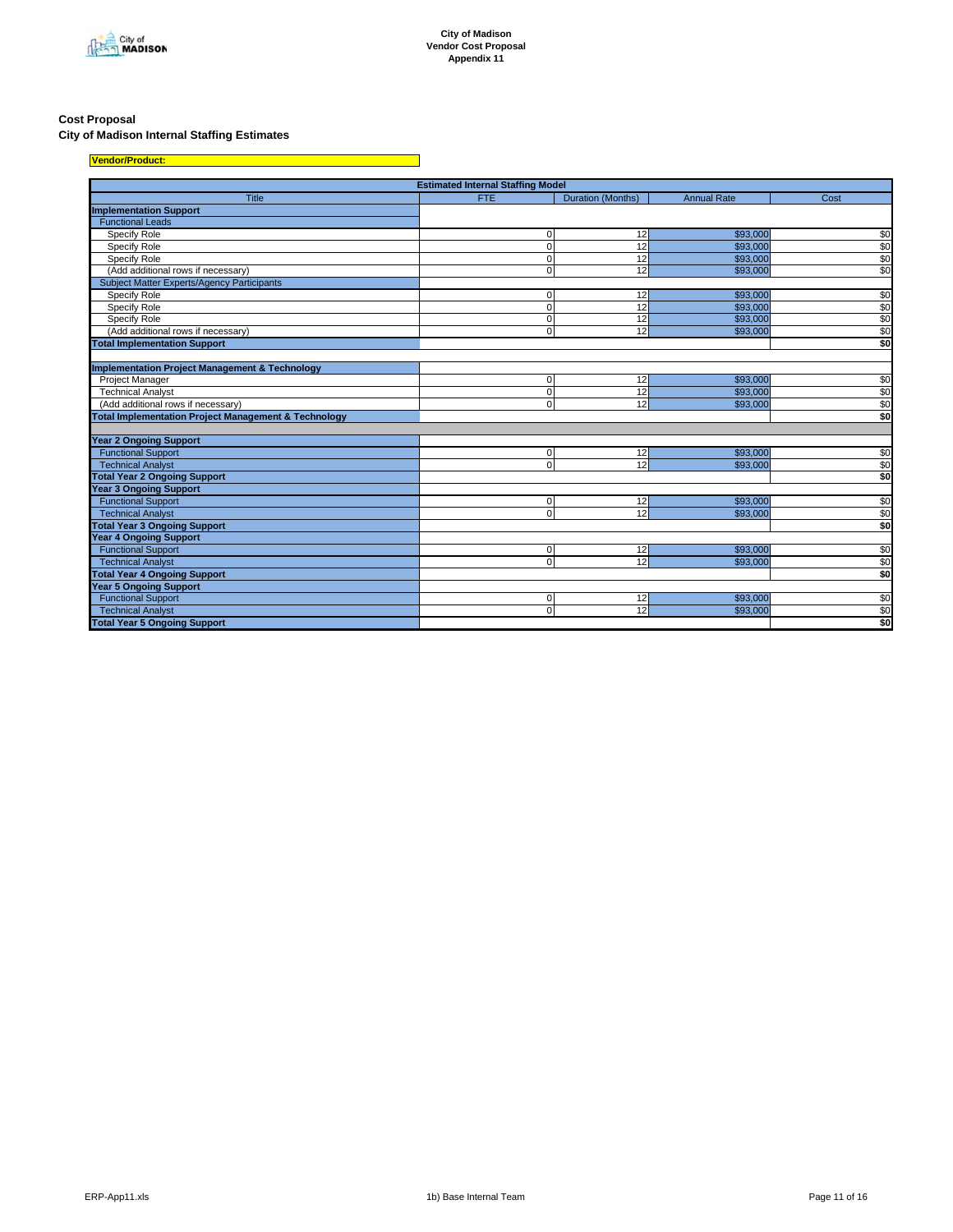City of Madison
Vendor Cost Proposal
Appendix 11

**Cost Proposal**
**City of Madison Internal Staffing Estimates**

**Vendor/Product:**

| Estimated Internal Staffing Model | | | | |
|---|---|---|---|---|
| Title | FTE | Duration (Months) | Annual Rate | Cost |
| **Implementation Support** | | | | |
| Functional Leads | | | | |
| Specify Role | 0 | 12 | $93,000 | $0 |
| Specify Role | 0 | 12 | $93,000 | $0 |
| Specify Role | 0 | 12 | $93,000 | $0 |
| (Add additional rows if necessary) | 0 | 12 | $93,000 | $0 |
| Subject Matter Experts/Agency Participants | | | | |
| Specify Role | 0 | 12 | $93,000 | $0 |
| Specify Role | 0 | 12 | $93,000 | $0 |
| Specify Role | 0 | 12 | $93,000 | $0 |
| (Add additional rows if necessary) | 0 | 12 | $93,000 | $0 |
| **Total Implementation Support** | | | | **$0** |
| | | | | |
| **Implementation Project Management & Technology** | | | | |
| Project Manager | 0 | 12 | $93,000 | $0 |
| Technical Analyst | 0 | 12 | $93,000 | $0 |
| (Add additional rows if necessary) | 0 | 12 | $93,000 | $0 |
| **Total Implementation Project Management & Technology** | | | | **$0** |
| | | | | |
| **Year 2 Ongoing Support** | | | | |
| Functional Support | 0 | 12 | $93,000 | $0 |
| Technical Analyst | 0 | 12 | $93,000 | $0 |
| **Total Year 2 Ongoing Support** | | | | **$0** |
| **Year 3 Ongoing Support** | | | | |
| Functional Support | 0 | 12 | $93,000 | $0 |
| Technical Analyst | 0 | 12 | $93,000 | $0 |
| **Total Year 3 Ongoing Support** | | | | **$0** |
| **Year 4 Ongoing Support** | | | | |
| Functional Support | 0 | 12 | $93,000 | $0 |
| Technical Analyst | 0 | 12 | $93,000 | $0 |
| **Total Year 4 Ongoing Support** | | | | **$0** |
| **Year 5 Ongoing Support** | | | | |
| Functional Support | 0 | 12 | $93,000 | $0 |
| Technical Analyst | 0 | 12 | $93,000 | $0 |
| **Total Year 5 Ongoing Support** | | | | **$0** |

ERP-App11.xls — 1b) Base Internal Team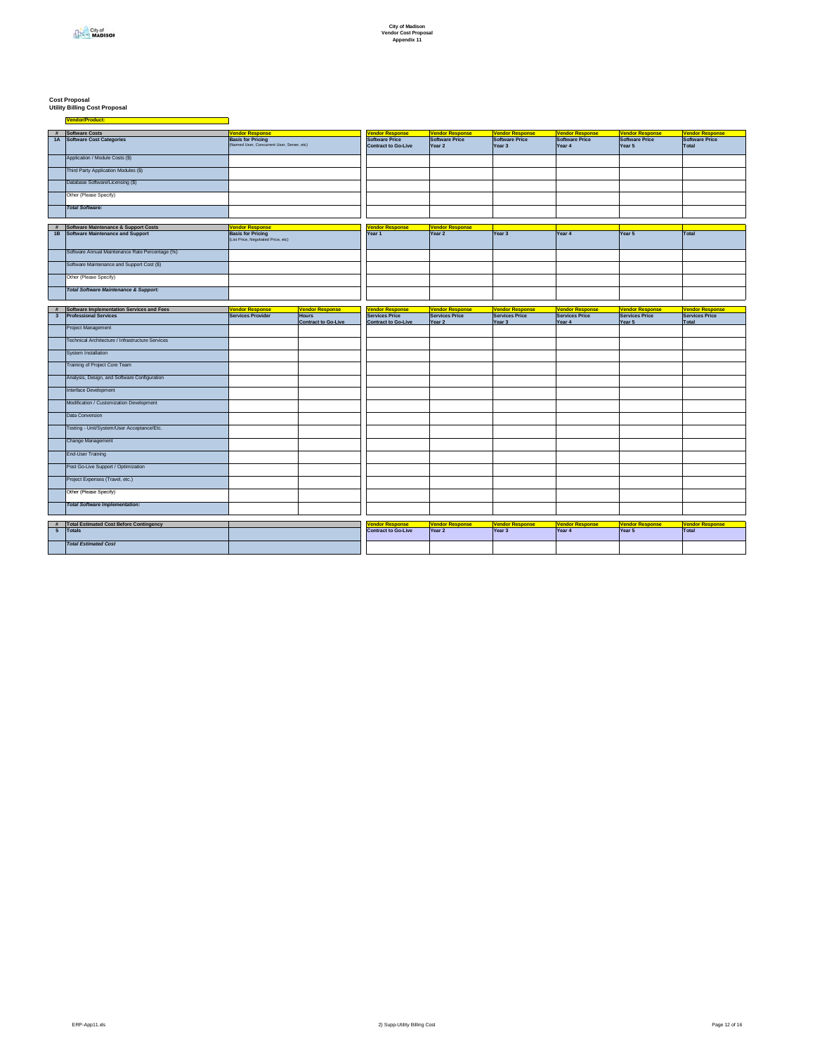City of Madison
Vendor Cost Proposal
Appendix 11

**Cost Proposal**
**Utility Billing Cost Proposal**

**Vendor/Product:**

| # | Software Costs | Vendor Response | Vendor Response | Vendor Response | Vendor Response | Vendor Response | Vendor Response | Vendor Response |
|---|---|---|---|---|---|---|---|---|
| 1A | Software Cost Categories | Basis for Pricing (Named User, Concurrent User, Server, etc) | Software Price Contract to Go-Live | Software Price Year 2 | Software Price Year 3 | Software Price Year 4 | Software Price Year 5 | Software Price Total |
| | Application / Module Costs ($) | | | | | | | |
| | Third Party Application Modules ($) | | | | | | | |
| | Database Software/Licensing ($) | | | | | | | |
| | Other (Please Specify) | | | | | | | |
| | *Total Software:* | | | | | | | |

| # | Software Maintenance & Support Costs | Vendor Response | Vendor Response | Vendor Response | | | | |
|---|---|---|---|---|---|---|---|---|
| 1B | Software Maintenance and Support | Basis for Pricing (List Price, Negotiated Price, etc) | Year 1 | Year 2 | Year 3 | Year 4 | Year 5 | Total |
| | Software Annual Maintenance Rate Percentage (%) | | | | | | | |
| | Software Maintenance and Support Cost ($) | | | | | | | |
| | Other (Please Specify) | | | | | | | |
| | *Total Software Maintenance & Support:* | | | | | | | |

| # | Software Implementation Services and Fees | Vendor Response | Vendor Response | Vendor Response | Vendor Response | Vendor Response | Vendor Response | Vendor Response | Vendor Response |
|---|---|---|---|---|---|---|---|---|---|
| 3 | Professional Services | Services Provider | Hours Contract to Go-Live | Services Price Contract to Go-Live | Services Price Year 2 | Services Price Year 3 | Services Price Year 4 | Services Price Year 5 | Services Price Total |
| | Project Management | | | | | | | | |
| | Technical Architecture / Infrastructure Services | | | | | | | | |
| | System Installation | | | | | | | | |
| | Training of Project Core Team | | | | | | | | |
| | Analysis, Design, and Software Configuration | | | | | | | | |
| | Interface Development | | | | | | | | |
| | Modification / Customization Development | | | | | | | | |
| | Data Conversion | | | | | | | | |
| | Testing - Unit/System/User Acceptance/Etc. | | | | | | | | |
| | Change Management | | | | | | | | |
| | End-User Training | | | | | | | | |
| | Post Go-Live Support / Optimization | | | | | | | | |
| | Project Expenses (Travel, etc.) | | | | | | | | |
| | Other (Please Specify) | | | | | | | | |
| | *Total Software Implementation:* | | | | | | | | |

| # | Total Estimated Cost Before Contingency | | Vendor Response | Vendor Response | Vendor Response | Vendor Response | Vendor Response | Vendor Response |
|---|---|---|---|---|---|---|---|---|
| 5 | Totals | | Contract to Go-Live | Year 2 | Year 3 | Year 4 | Year 5 | Total |
| | *Total Estimated Cost* | | | | | | | |

ERP-App11.xls — 2) Supp-Utility Billing Cost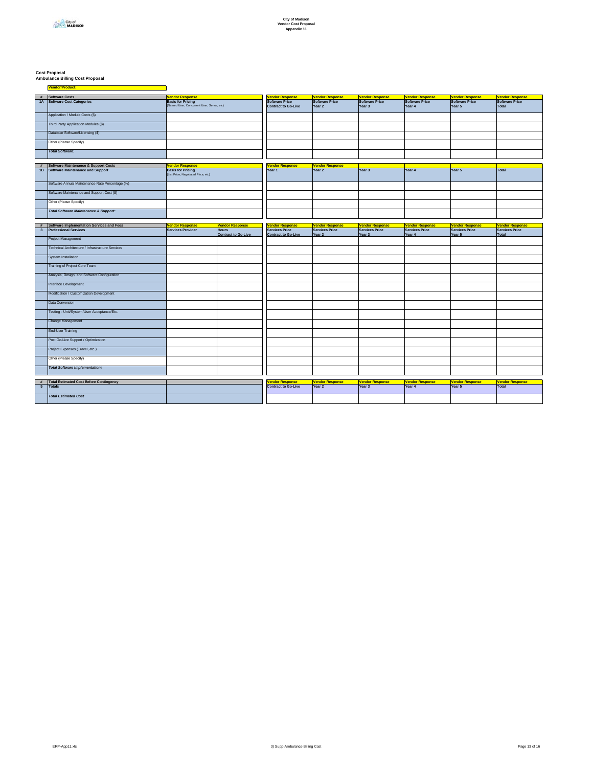**City of Madison**
**Vendor Cost Proposal**
**Appendix 11**

**Cost Proposal**
**Ambulance Billing Cost Proposal**

**Vendor/Product:**

| # | Software Costs | Vendor Response | Vendor Response | Vendor Response | Vendor Response | Vendor Response | Vendor Response | Vendor Response |
|---|---|---|---|---|---|---|---|---|
| 1A | Software Cost Categories | Basis for Pricing (Named User, Concurrent User, Server, etc) | Software Price Contract to Go-Live | Software Price Year 2 | Software Price Year 3 | Software Price Year 4 | Software Price Year 5 | Software Price Total |
| | Application / Module Costs ($) | | | | | | | |
| | Third Party Application Modules ($) | | | | | | | |
| | Database Software/Licensing ($) | | | | | | | |
| | Other (Please Specify) | | | | | | | |
| | *Total Software:* | | | | | | | |

| # | Software Maintenance & Support Costs | Vendor Response | Vendor Response | Vendor Response | | | | |
|---|---|---|---|---|---|---|---|---|
| 1B | Software Maintenance and Support | Basis for Pricing (List Price, Negotiated Price, etc) | Year 1 | Year 2 | Year 3 | Year 4 | Year 5 | Total |
| | Software Annual Maintenance Rate Percentage (%) | | | | | | | |
| | Software Maintenance and Support Cost ($) | | | | | | | |
| | Other (Please Specify) | | | | | | | |
| | *Total Software Maintenance & Support:* | | | | | | | |

| # | Software Implementation Services and Fees | Vendor Response | Vendor Response | Vendor Response | Vendor Response | Vendor Response | Vendor Response | Vendor Response | Vendor Response |
|---|---|---|---|---|---|---|---|---|---|
| 3 | Professional Services | Services Provider | Hours Contract to Go-Live | Services Price Contract to Go-Live | Services Price Year 2 | Services Price Year 3 | Services Price Year 4 | Services Price Year 5 | Services Price Total |
| | Project Management | | | | | | | | |
| | Technical Architecture / Infrastructure Services | | | | | | | | |
| | System Installation | | | | | | | | |
| | Training of Project Core Team | | | | | | | | |
| | Analysis, Design, and Software Configuration | | | | | | | | |
| | Interface Development | | | | | | | | |
| | Modification / Customization Development | | | | | | | | |
| | Data Conversion | | | | | | | | |
| | Testing - Unit/System/User Acceptance/Etc. | | | | | | | | |
| | Change Management | | | | | | | | |
| | End-User Training | | | | | | | | |
| | Post Go-Live Support / Optimization | | | | | | | | |
| | Project Expenses (Travel, etc.) | | | | | | | | |
| | Other (Please Specify) | | | | | | | | |
| | *Total Software Implementation:* | | | | | | | | |

| # | Total Estimated Cost Before Contingency | | Vendor Response | Vendor Response | Vendor Response | Vendor Response | Vendor Response | Vendor Response |
|---|---|---|---|---|---|---|---|---|
| 5 | Totals | | Contract to Go-Live | Year 2 | Year 3 | Year 4 | Year 5 | Total |
| | *Total Estimated Cost* | | | | | | | |

ERP-App11.xls — 3) Supp-Ambulance Billing Cost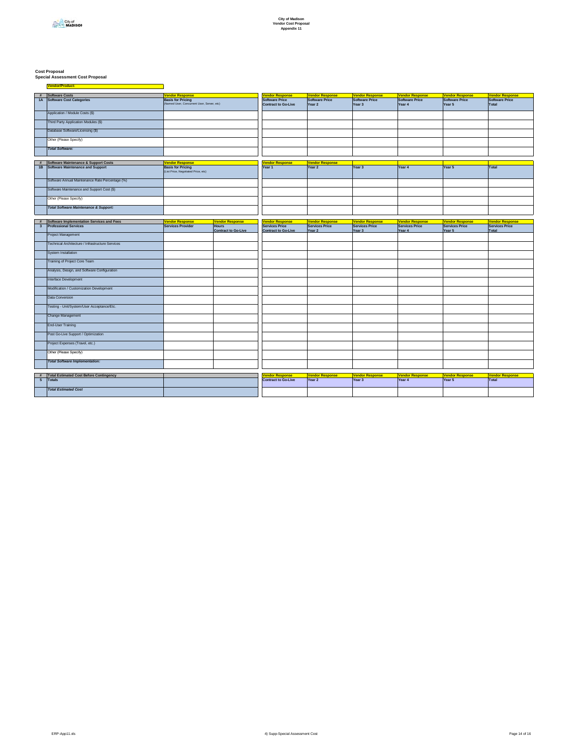**City of Madison**
**Vendor Cost Proposal**
**Appendix 11**

**Cost Proposal**
**Special Assessment Cost Proposal**

**Vendor/Product:**

| # | Software Costs | Vendor Response | | Vendor Response | Vendor Response | Vendor Response | Vendor Response | Vendor Response | Vendor Response |
|---|---|---|---|---|---|---|---|---|---|
| 1A | Software Cost Categories | Basis for Pricing (Named User, Concurrent User, Server, etc) | | Software Price Contract to Go-Live | Software Price Year 2 | Software Price Year 3 | Software Price Year 4 | Software Price Year 5 | Software Price Total |
| | Application / Module Costs ($) | | | | | | | | |
| | Third Party Application Modules ($) | | | | | | | | |
| | Database Software/Licensing ($) | | | | | | | | |
| | Other (Please Specify) | | | | | | | | |
| | *Total Software:* | | | | | | | | |

| # | Software Maintenance & Support Costs | Vendor Response | | Vendor Response | Vendor Response | | | | |
|---|---|---|---|---|---|---|---|---|---|
| 1B | Software Maintenance and Support | Basis for Pricing (List Price, Negotiated Price, etc) | | Year 1 | Year 2 | Year 3 | Year 4 | Year 5 | Total |
| | Software Annual Maintenance Rate Percentage (%) | | | | | | | | |
| | Software Maintenance and Support Cost ($) | | | | | | | | |
| | Other (Please Specify) | | | | | | | | |
| | *Total Software Maintenance & Support:* | | | | | | | | |

| # | Software Implementation Services and Fees | Vendor Response | Vendor Response | Vendor Response | Vendor Response | Vendor Response | Vendor Response | Vendor Response | Vendor Response |
|---|---|---|---|---|---|---|---|---|---|
| 3 | Professional Services | Services Provider | Hours Contract to Go-Live | Services Price Contract to Go-Live | Services Price Year 2 | Services Price Year 3 | Services Price Year 4 | Services Price Year 5 | Services Price Total |
| | Project Management | | | | | | | | |
| | Technical Architecture / Infrastructure Services | | | | | | | | |
| | System Installation | | | | | | | | |
| | Training of Project Core Team | | | | | | | | |
| | Analysis, Design, and Software Configuration | | | | | | | | |
| | Interface Development | | | | | | | | |
| | Modification / Customization Development | | | | | | | | |
| | Data Conversion | | | | | | | | |
| | Testing - Unit/System/User Acceptance/Etc. | | | | | | | | |
| | Change Management | | | | | | | | |
| | End-User Training | | | | | | | | |
| | Post Go-Live Support / Optimization | | | | | | | | |
| | Project Expenses (Travel, etc.) | | | | | | | | |
| | Other (Please Specify) | | | | | | | | |
| | *Total Software Implementation:* | | | | | | | | |

| # | Total Estimated Cost Before Contingency | | Vendor Response | Vendor Response | Vendor Response | Vendor Response | Vendor Response | Vendor Response |
|---|---|---|---|---|---|---|---|---|
| 5 | Totals | | Contract to Go-Live | Year 2 | Year 3 | Year 4 | Year 5 | Total |
| | *Total Estimated Cost* | | | | | | | |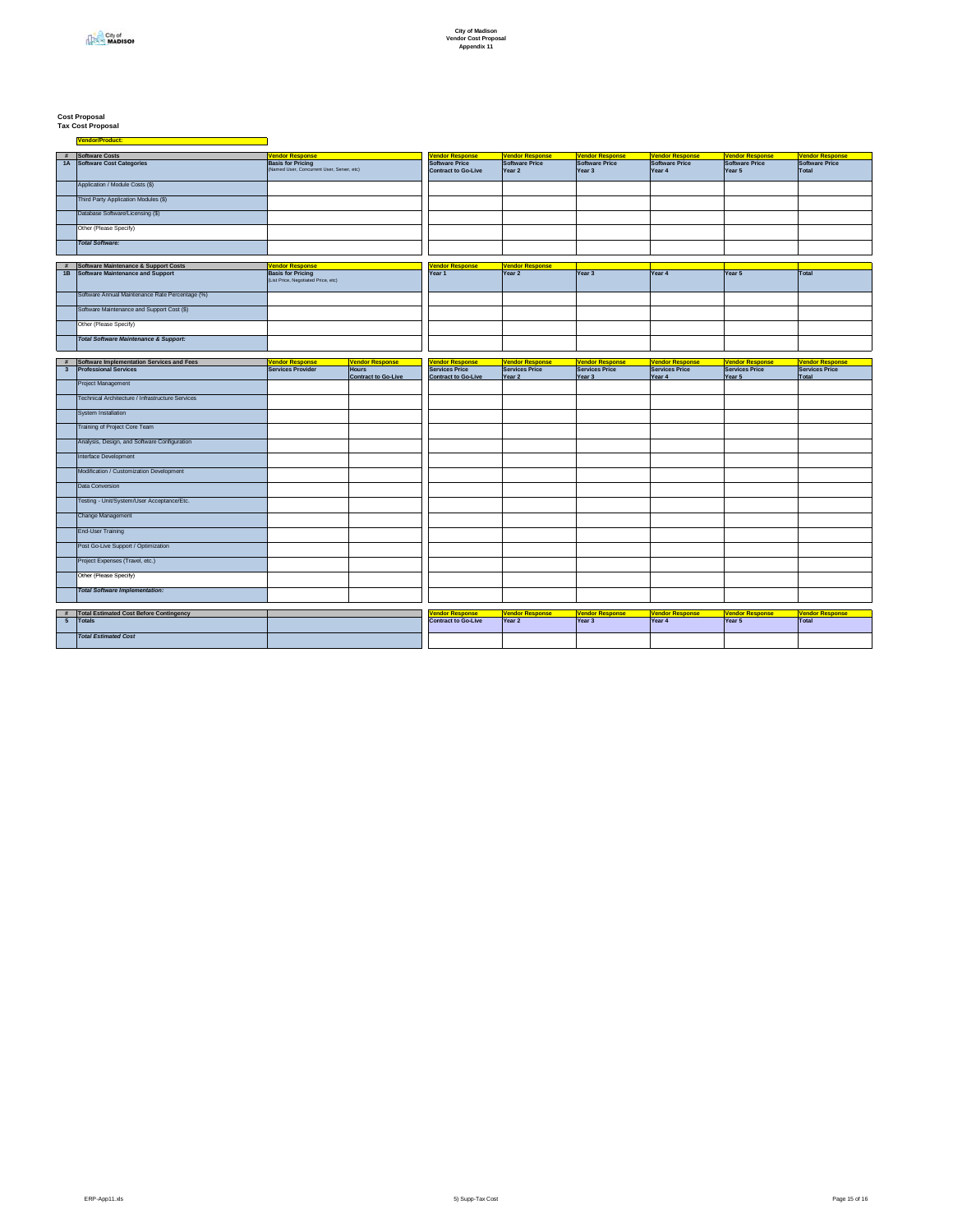**City of Madison**
**Vendor Cost Proposal**
**Appendix 11**

**Cost Proposal**
**Tax Cost Proposal**

**Vendor/Product:**

| # | Software Costs | Vendor Response | Vendor Response | Vendor Response | Vendor Response | Vendor Response | Vendor Response | Vendor Response |
|---|---|---|---|---|---|---|---|---|
| 1A | Software Cost Categories | Basis for Pricing (Named User, Concurrent User, Server, etc) | Software Price Contract to Go-Live | Software Price Year 2 | Software Price Year 3 | Software Price Year 4 | Software Price Year 5 | Software Price Total |
| | Application / Module Costs ($) | | | | | | | |
| | Third Party Application Modules ($) | | | | | | | |
| | Database Software/Licensing ($) | | | | | | | |
| | Other (Please Specify) | | | | | | | |
| | *Total Software:* | | | | | | | |

| # | Software Maintenance & Support Costs | Vendor Response | Vendor Response | Vendor Response | | | | |
|---|---|---|---|---|---|---|---|---|
| 1B | Software Maintenance and Support | Basis for Pricing (List Price, Negotiated Price, etc) | Year 1 | Year 2 | Year 3 | Year 4 | Year 5 | Total |
| | Software Annual Maintenance Rate Percentage (%) | | | | | | | |
| | Software Maintenance and Support Cost ($) | | | | | | | |
| | Other (Please Specify) | | | | | | | |
| | *Total Software Maintenance & Support:* | | | | | | | |

| # | Software Implementation Services and Fees | Vendor Response | Vendor Response | Vendor Response | Vendor Response | Vendor Response | Vendor Response | Vendor Response | Vendor Response |
|---|---|---|---|---|---|---|---|---|---|
| 3 | Professional Services | Services Provider | Hours Contract to Go-Live | Services Price Contract to Go-Live | Services Price Year 2 | Services Price Year 3 | Services Price Year 4 | Services Price Year 5 | Services Price Total |
| | Project Management | | | | | | | | |
| | Technical Architecture / Infrastructure Services | | | | | | | | |
| | System Installation | | | | | | | | |
| | Training of Project Core Team | | | | | | | | |
| | Analysis, Design, and Software Configuration | | | | | | | | |
| | Interface Development | | | | | | | | |
| | Modification / Customization Development | | | | | | | | |
| | Data Conversion | | | | | | | | |
| | Testing - Unit/System/User Acceptance/Etc. | | | | | | | | |
| | Change Management | | | | | | | | |
| | End-User Training | | | | | | | | |
| | Post Go-Live Support / Optimization | | | | | | | | |
| | Project Expenses (Travel, etc.) | | | | | | | | |
| | Other (Please Specify) | | | | | | | | |
| | *Total Software Implementation:* | | | | | | | | |

| # | Total Estimated Cost Before Contingency | | Vendor Response | Vendor Response | Vendor Response | Vendor Response | Vendor Response | Vendor Response |
|---|---|---|---|---|---|---|---|---|
| 5 | Totals | | Contract to Go-Live | Year 2 | Year 3 | Year 4 | Year 5 | Total |
| | *Total Estimated Cost* | | | | | | | |

ERP-App11.xls — 5) Supp-Tax Cost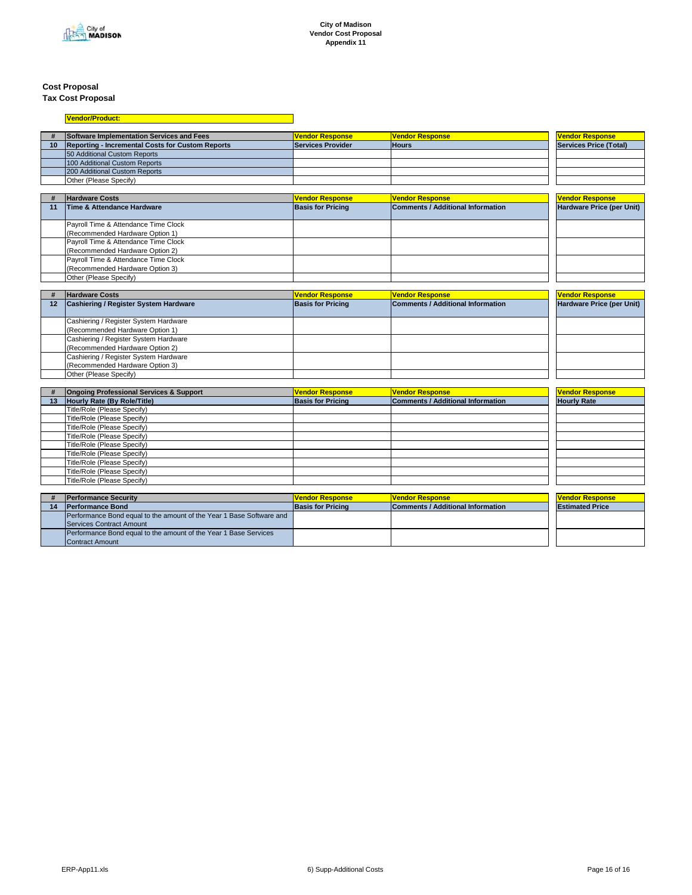**City of Madison**
**Vendor Cost Proposal**
**Appendix 11**

**Cost Proposal**
**Tax Cost Proposal**

**Vendor/Product:**

| # | Software Implementation Services and Fees | Vendor Response | Vendor Response | Vendor Response |
|---|---|---|---|---|
| 10 | **Reporting - Incremental Costs for Custom Reports** | **Services Provider** | **Hours** | **Services Price (Total)** |
| | 50 Additional Custom Reports | | | |
| | 100 Additional Custom Reports | | | |
| | 200 Additional Custom Reports | | | |
| | Other (Please Specify) | | | |

| # | Hardware Costs | Vendor Response | Vendor Response | Vendor Response |
|---|---|---|---|---|
| 11 | **Time & Attendance Hardware** | **Basis for Pricing** | **Comments / Additional Information** | **Hardware Price (per Unit)** |
| | Payroll Time & Attendance Time Clock (Recommended Hardware Option 1) | | | |
| | Payroll Time & Attendance Time Clock (Recommended Hardware Option 2) | | | |
| | Payroll Time & Attendance Time Clock (Recommended Hardware Option 3) | | | |
| | Other (Please Specify) | | | |

| # | Hardware Costs | Vendor Response | Vendor Response | Vendor Response |
|---|---|---|---|---|
| 12 | **Cashiering / Register System Hardware** | **Basis for Pricing** | **Comments / Additional Information** | **Hardware Price (per Unit)** |
| | Cashiering / Register System Hardware (Recommended Hardware Option 1) | | | |
| | Cashiering / Register System Hardware (Recommended Hardware Option 2) | | | |
| | Cashiering / Register System Hardware (Recommended Hardware Option 3) | | | |
| | Other (Please Specify) | | | |

| # | Ongoing Professional Services & Support | Vendor Response | Vendor Response | Vendor Response |
|---|---|---|---|---|
| 13 | **Hourly Rate (By Role/Title)** | **Basis for Pricing** | **Comments / Additional Information** | **Hourly Rate** |
| | Title/Role (Please Specify) | | | |
| | Title/Role (Please Specify) | | | |
| | Title/Role (Please Specify) | | | |
| | Title/Role (Please Specify) | | | |
| | Title/Role (Please Specify) | | | |
| | Title/Role (Please Specify) | | | |
| | Title/Role (Please Specify) | | | |
| | Title/Role (Please Specify) | | | |
| | Title/Role (Please Specify) | | | |

| # | Performance Security | Vendor Response | Vendor Response | Vendor Response |
|---|---|---|---|---|
| 14 | **Performance Bond** | **Basis for Pricing** | **Comments / Additional Information** | **Estimated Price** |
| | Performance Bond equal to the amount of the Year 1 Base Software and Services Contract Amount | | | |
| | Performance Bond equal to the amount of the Year 1 Base Services Contract Amount | | | |

ERP-App11.xls

6) Supp-Additional Costs